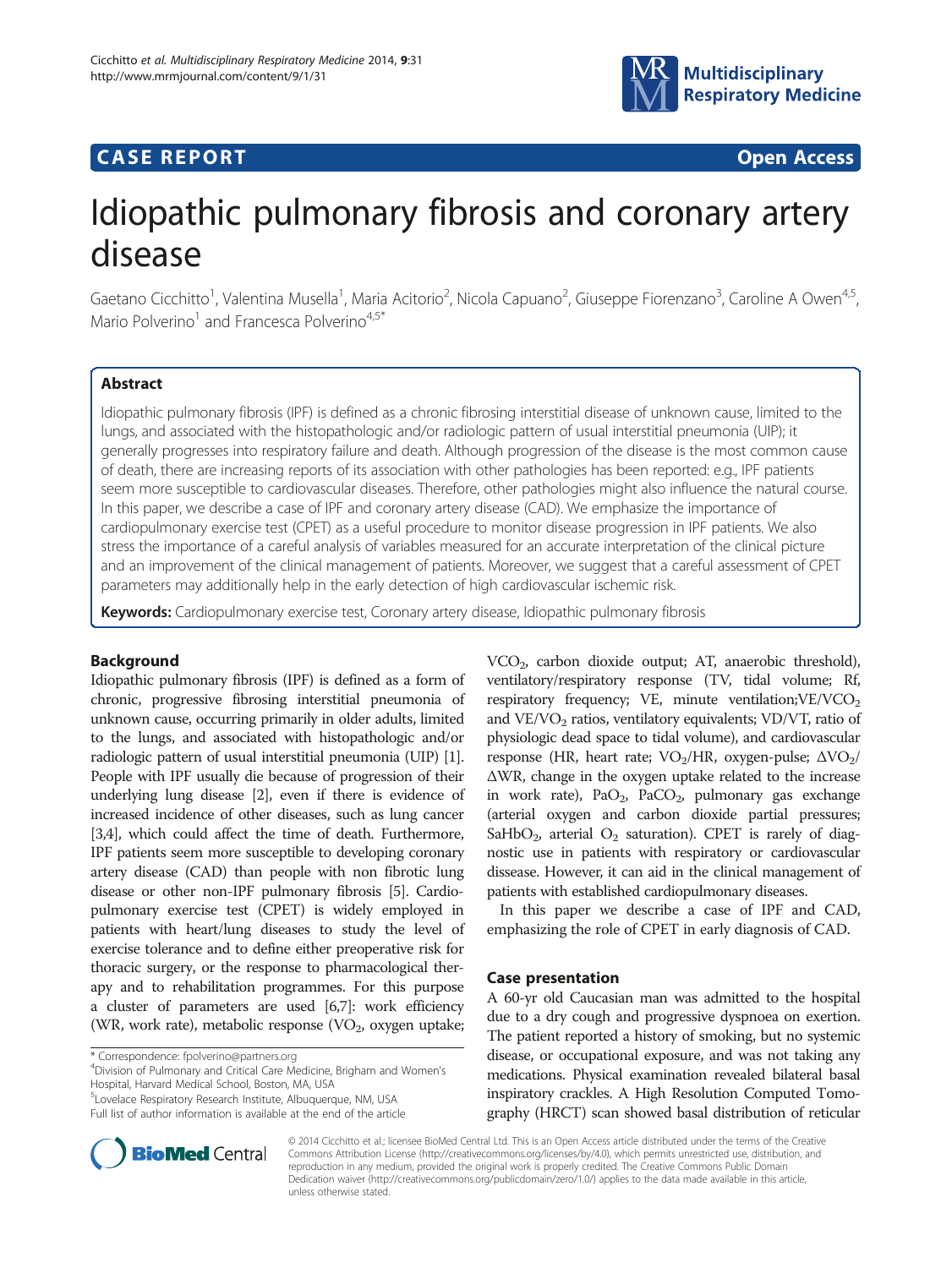CASE REPORT

Open Access

# Idiopathic pulmonary fibrosis and coronary artery disease

Gaetano Cicchitto[1], Valentina Musella[1], Maria Acitorio[2], Nicola Capuano[2], Giuseppe Fiorenzano[3], Caroline A Owen[4,5], Mario Polverino[1] and Francesca Polverino[4,5*]

## Abstract

Idiopathic pulmonary fibrosis (IPF) is defined as a chronic fibrosing interstitial disease of unknown cause, limited to the lungs, and associated with the histopathologic and/or radiologic pattern of usual interstitial pneumonia (UIP); it generally progresses into respiratory failure and death. Although progression of the disease is the most common cause of death, there are increasing reports of its association with other pathologies has been reported: e.g., IPF patients seem more susceptible to cardiovascular diseases. Therefore, other pathologies might also influence the natural course. In this paper, we describe a case of IPF and coronary artery disease (CAD). We emphasize the importance of cardiopulmonary exercise test (CPET) as a useful procedure to monitor disease progression in IPF patients. We also stress the importance of a careful analysis of variables measured for an accurate interpretation of the clinical picture and an improvement of the clinical management of patients. Moreover, we suggest that a careful assessment of CPET parameters may additionally help in the early detection of high cardiovascular ischemic risk.

**Keywords:** Cardiopulmonary exercise test, Coronary artery disease, Idiopathic pulmonary fibrosis

## Background

Idiopathic pulmonary fibrosis (IPF) is defined as a form of chronic, progressive fibrosing interstitial pneumonia of unknown cause, occurring primarily in older adults, limited to the lungs, and associated with histopathologic and/or radiologic pattern of usual interstitial pneumonia (UIP) [1]. People with IPF usually die because of progression of their underlying lung disease [2], even if there is evidence of increased incidence of other diseases, such as lung cancer [3,4], which could affect the time of death. Furthermore, IPF patients seem more susceptible to developing coronary artery disease (CAD) than people with non fibrotic lung disease or other non-IPF pulmonary fibrosis [5]. Cardiopulmonary exercise test (CPET) is widely employed in patients with heart/lung diseases to study the level of exercise tolerance and to define either preoperative risk for thoracic surgery, or the response to pharmacological therapy and to rehabilitation programmes. For this purpose a cluster of parameters are used [6,7]: work efficiency (WR, work rate), metabolic response ($VO_2$, oxygen uptake; $VCO_2$, carbon dioxide output; AT, anaerobic threshold), ventilatory/respiratory response (TV, tidal volume; Rf, respiratory frequency; VE, minute ventilation;$VE/VCO_2$ and $VE/VO_2$ ratios, ventilatory equivalents; VD/VT, ratio of physiologic dead space to tidal volume), and cardiovascular response (HR, heart rate; $VO_2$/HR, oxygen-pulse; $\Delta VO_2/\Delta WR$, change in the oxygen uptake related to the increase in work rate), $PaO_2$, $PaCO_2$, pulmonary gas exchange (arterial oxygen and carbon dioxide partial pressures; $SaHbO_2$, arterial $O_2$ saturation). CPET is rarely of diagnostic use in patients with respiratory or cardiovascular dissease. However, it can aid in the clinical management of patients with established cardiopulmonary diseases.

In this paper we describe a case of IPF and CAD, emphasizing the role of CPET in early diagnosis of CAD.

## Case presentation

A 60-yr old Caucasian man was admitted to the hospital due to a dry cough and progressive dyspnoea on exertion. The patient reported a history of smoking, but no systemic disease, or occupational exposure, and was not taking any medications. Physical examination revealed bilateral basal inspiratory crackles. A High Resolution Computed Tomography (HRCT) scan showed basal distribution of reticular

\* Correspondence: fpolverino@partners.org
[4]Division of Pulmonary and Critical Care Medicine, Brigham and Women's Hospital, Harvard Medical School, Boston, MA, USA
[5]Lovelace Respiratory Research Institute, Albuquerque, NM, USA
Full list of author information is available at the end of the article

© 2014 Cicchitto et al.; licensee BioMed Central Ltd. This is an Open Access article distributed under the terms of the Creative Commons Attribution License (http://creativecommons.org/licenses/by/4.0), which permits unrestricted use, distribution, and reproduction in any medium, provided the original work is properly credited. The Creative Commons Public Domain Dedication waiver (http://creativecommons.org/publicdomain/zero/1.0/) applies to the data made available in this article, unless otherwise stated.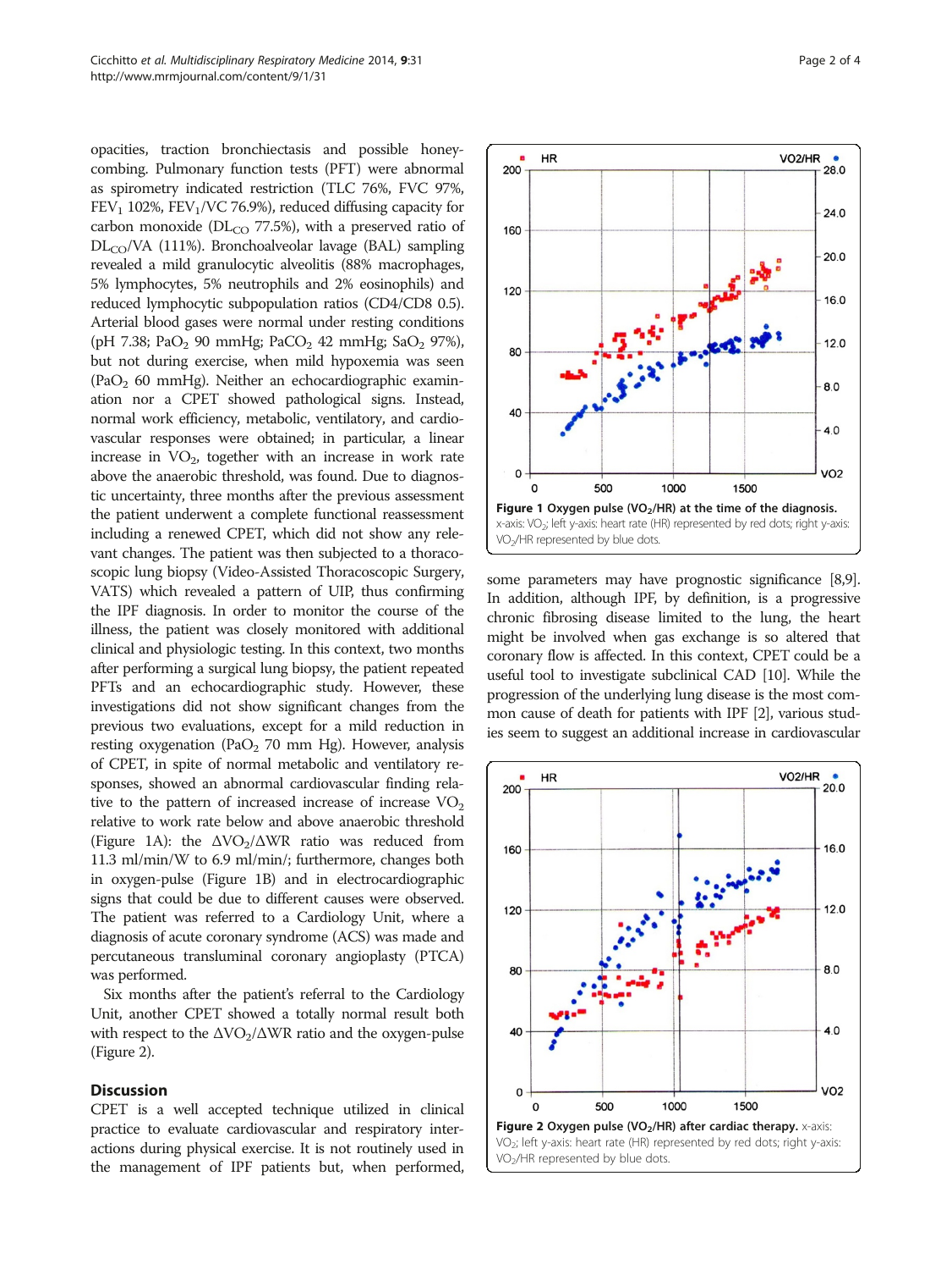opacities, traction bronchiectasis and possible honeycombing. Pulmonary function tests (PFT) were abnormal as spirometry indicated restriction (TLC 76%, FVC 97%, $FEV_1$ 102%, $FEV_1$/VC 76.9%), reduced diffusing capacity for carbon monoxide ($DL_{CO}$ 77.5%), with a preserved ratio of $DL_{CO}$/VA (111%). Bronchoalveolar lavage (BAL) sampling revealed a mild granulocytic alveolitis (88% macrophages, 5% lymphocytes, 5% neutrophils and 2% eosinophils) and reduced lymphocytic subpopulation ratios (CD4/CD8 0.5). Arterial blood gases were normal under resting conditions (pH 7.38; $PaO_2$ 90 mmHg; $PaCO_2$ 42 mmHg; $SaO_2$ 97%), but not during exercise, when mild hypoxemia was seen ($PaO_2$ 60 mmHg). Neither an echocardiographic examination nor a CPET showed pathological signs. Instead, normal work efficiency, metabolic, ventilatory, and cardiovascular responses were obtained; in particular, a linear increase in $VO_2$, together with an increase in work rate above the anaerobic threshold, was found. Due to diagnostic uncertainty, three months after the previous assessment the patient underwent a complete functional reassessment including a renewed CPET, which did not show any relevant changes. The patient was then subjected to a thoracoscopic lung biopsy (Video-Assisted Thoracoscopic Surgery, VATS) which revealed a pattern of UIP, thus confirming the IPF diagnosis. In order to monitor the course of the illness, the patient was closely monitored with additional clinical and physiologic testing. In this context, two months after performing a surgical lung biopsy, the patient repeated PFTs and an echocardiographic study. However, these investigations did not show significant changes from the previous two evaluations, except for a mild reduction in resting oxygenation ($PaO_2$ 70 mm Hg). However, analysis of CPET, in spite of normal metabolic and ventilatory responses, showed an abnormal cardiovascular finding relative to the pattern of increased increase of increase $VO_2$ relative to work rate below and above anaerobic threshold (Figure 1A): the $\Delta VO_2/\Delta WR$ ratio was reduced from 11.3 ml/min/W to 6.9 ml/min/; furthermore, changes both in oxygen-pulse (Figure 1B) and in electrocardiographic signs that could be due to different causes were observed. The patient was referred to a Cardiology Unit, where a diagnosis of acute coronary syndrome (ACS) was made and percutaneous transluminal coronary angioplasty (PTCA) was performed.

Six months after the patient's referral to the Cardiology Unit, another CPET showed a totally normal result both with respect to the $\Delta VO_2/\Delta WR$ ratio and the oxygen-pulse (Figure 2).

**Figure 1 Oxygen pulse ($VO_2$/HR) at the time of the diagnosis.** x-axis: $VO_2$; left y-axis: heart rate (HR) represented by red dots; right y-axis: $VO_2$/HR represented by blue dots.

## Discussion

CPET is a well accepted technique utilized in clinical practice to evaluate cardiovascular and respiratory interactions during physical exercise. It is not routinely used in the management of IPF patients but, when performed, some parameters may have prognostic significance [8,9]. In addition, although IPF, by definition, is a progressive chronic fibrosing disease limited to the lung, the heart might be involved when gas exchange is so altered that coronary flow is affected. In this context, CPET could be a useful tool to investigate subclinical CAD [10]. While the progression of the underlying lung disease is the most common cause of death for patients with IPF [2], various studies seem to suggest an additional increase in cardiovascular

**Figure 2 Oxygen pulse ($VO_2$/HR) after cardiac therapy.** x-axis: $VO_2$; left y-axis: heart rate (HR) represented by red dots; right y-axis: $VO_2$/HR represented by blue dots.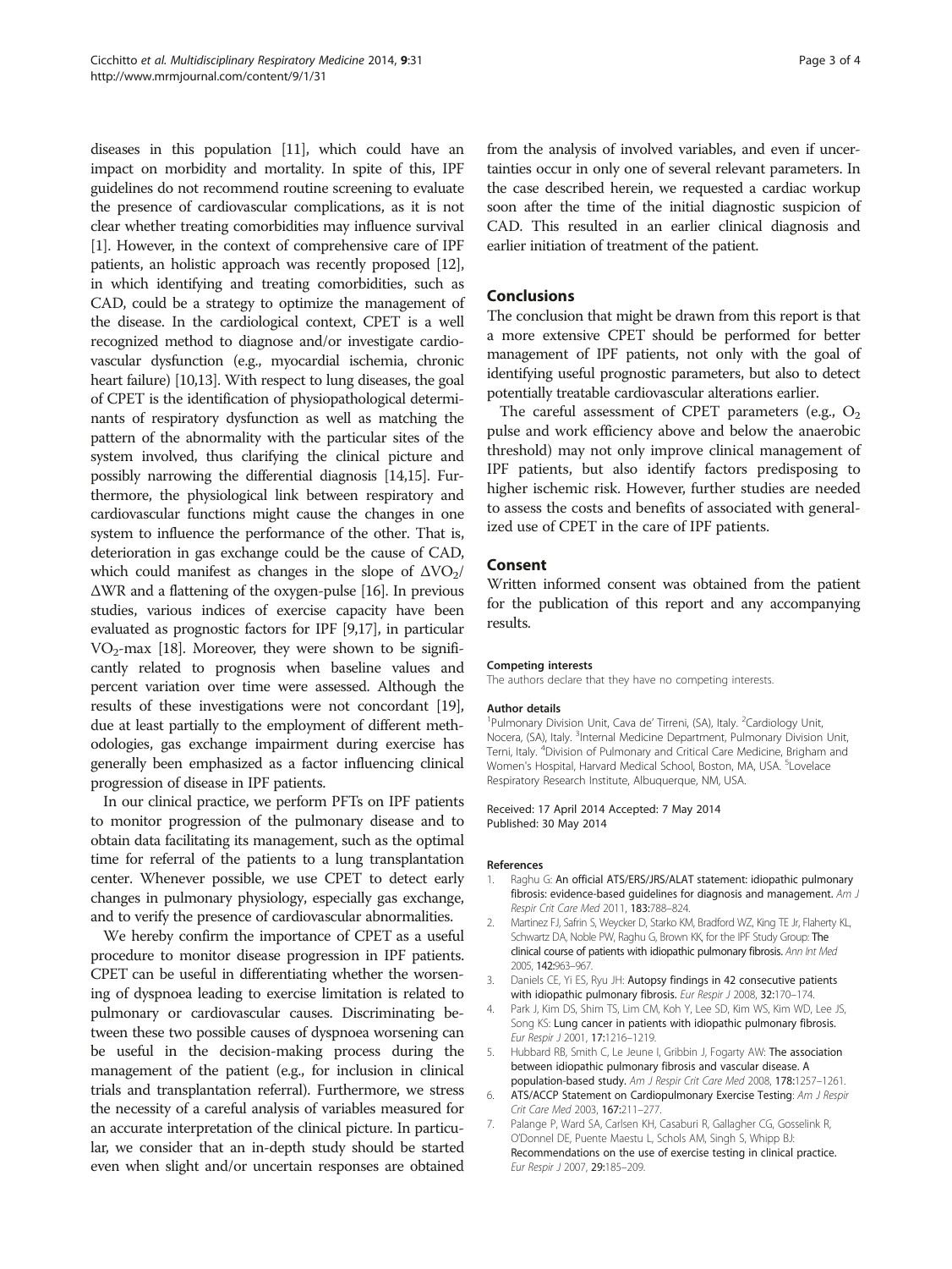diseases in this population [11], which could have an impact on morbidity and mortality. In spite of this, IPF guidelines do not recommend routine screening to evaluate the presence of cardiovascular complications, as it is not clear whether treating comorbidities may influence survival [1]. However, in the context of comprehensive care of IPF patients, an holistic approach was recently proposed [12], in which identifying and treating comorbidities, such as CAD, could be a strategy to optimize the management of the disease. In the cardiological context, CPET is a well recognized method to diagnose and/or investigate cardiovascular dysfunction (e.g., myocardial ischemia, chronic heart failure) [10,13]. With respect to lung diseases, the goal of CPET is the identification of physiopathological determinants of respiratory dysfunction as well as matching the pattern of the abnormality with the particular sites of the system involved, thus clarifying the clinical picture and possibly narrowing the differential diagnosis [14,15]. Furthermore, the physiological link between respiratory and cardiovascular functions might cause the changes in one system to influence the performance of the other. That is, deterioration in gas exchange could be the cause of CAD, which could manifest as changes in the slope of $\Delta VO_2/\Delta WR$ and a flattening of the oxygen-pulse [16]. In previous studies, various indices of exercise capacity have been evaluated as prognostic factors for IPF [9,17], in particular $VO_2$-max [18]. Moreover, they were shown to be significantly related to prognosis when baseline values and percent variation over time were assessed. Although the results of these investigations were not concordant [19], due at least partially to the employment of different methodologies, gas exchange impairment during exercise has generally been emphasized as a factor influencing clinical progression of disease in IPF patients.

In our clinical practice, we perform PFTs on IPF patients to monitor progression of the pulmonary disease and to obtain data facilitating its management, such as the optimal time for referral of the patients to a lung transplantation center. Whenever possible, we use CPET to detect early changes in pulmonary physiology, especially gas exchange, and to verify the presence of cardiovascular abnormalities.

We hereby confirm the importance of CPET as a useful procedure to monitor disease progression in IPF patients. CPET can be useful in differentiating whether the worsening of dyspnoea leading to exercise limitation is related to pulmonary or cardiovascular causes. Discriminating between these two possible causes of dyspnoea worsening can be useful in the decision-making process during the management of the patient (e.g., for inclusion in clinical trials and transplantation referral). Furthermore, we stress the necessity of a careful analysis of variables measured for an accurate interpretation of the clinical picture. In particular, we consider that an in-depth study should be started even when slight and/or uncertain responses are obtained from the analysis of involved variables, and even if uncertainties occur in only one of several relevant parameters. In the case described herein, we requested a cardiac workup soon after the time of the initial diagnostic suspicion of CAD. This resulted in an earlier clinical diagnosis and earlier initiation of treatment of the patient.

## Conclusions

The conclusion that might be drawn from this report is that a more extensive CPET should be performed for better management of IPF patients, not only with the goal of identifying useful prognostic parameters, but also to detect potentially treatable cardiovascular alterations earlier.

The careful assessment of CPET parameters (e.g., $O_2$ pulse and work efficiency above and below the anaerobic threshold) may not only improve clinical management of IPF patients, but also identify factors predisposing to higher ischemic risk. However, further studies are needed to assess the costs and benefits of associated with generalized use of CPET in the care of IPF patients.

## Consent

Written informed consent was obtained from the patient for the publication of this report and any accompanying results.

#### Competing interests

The authors declare that they have no competing interests.

#### Author details

[1]Pulmonary Division Unit, Cava de' Tirreni, (SA), Italy. [2]Cardiology Unit, Nocera, (SA), Italy. [3]Internal Medicine Department, Pulmonary Division Unit, Terni, Italy. [4]Division of Pulmonary and Critical Care Medicine, Brigham and Women's Hospital, Harvard Medical School, Boston, MA, USA. [5]Lovelace Respiratory Research Institute, Albuquerque, NM, USA.

Received: 17 April 2014 Accepted: 7 May 2014
Published: 30 May 2014

#### References

1. Raghu G: **An official ATS/ERS/JRS/ALAT statement: idiopathic pulmonary fibrosis: evidence-based guidelines for diagnosis and management.** *Am J Respir Crit Care Med* 2011, **183:**788–824.
2. Martinez FJ, Safrin S, Weycker D, Starko KM, Bradford WZ, King TE Jr, Flaherty KL, Schwartz DA, Noble PW, Raghu G, Brown KK, for the IPF Study Group: **The clinical course of patients with idiopathic pulmonary fibrosis.** *Ann Int Med* 2005, **142:**963–967.
3. Daniels CE, Yi ES, Ryu JH: **Autopsy findings in 42 consecutive patients with idiopathic pulmonary fibrosis.** *Eur Respir J* 2008, **32:**170–174.
4. Park J, Kim DS, Shim TS, Lim CM, Koh Y, Lee SD, Kim WS, Kim WD, Lee JS, Song KS: **Lung cancer in patients with idiopathic pulmonary fibrosis.** *Eur Respir J* 2001, **17:**1216–1219.
5. Hubbard RB, Smith C, Le Jeune I, Gribbin J, Fogarty AW: **The association between idiopathic pulmonary fibrosis and vascular disease. A population-based study.** *Am J Respir Crit Care Med* 2008, **178:**1257–1261.
6. **ATS/ACCP Statement on Cardiopulmonary Exercise Testing**: *Am J Respir Crit Care Med* 2003, **167:**211–277.
7. Palange P, Ward SA, Carlsen KH, Casaburi R, Gallagher CG, Gosselink R, O'Donnel DE, Puente Maestu L, Schols AM, Singh S, Whipp BJ: **Recommendations on the use of exercise testing in clinical practice.** *Eur Respir J* 2007, **29:**185–209.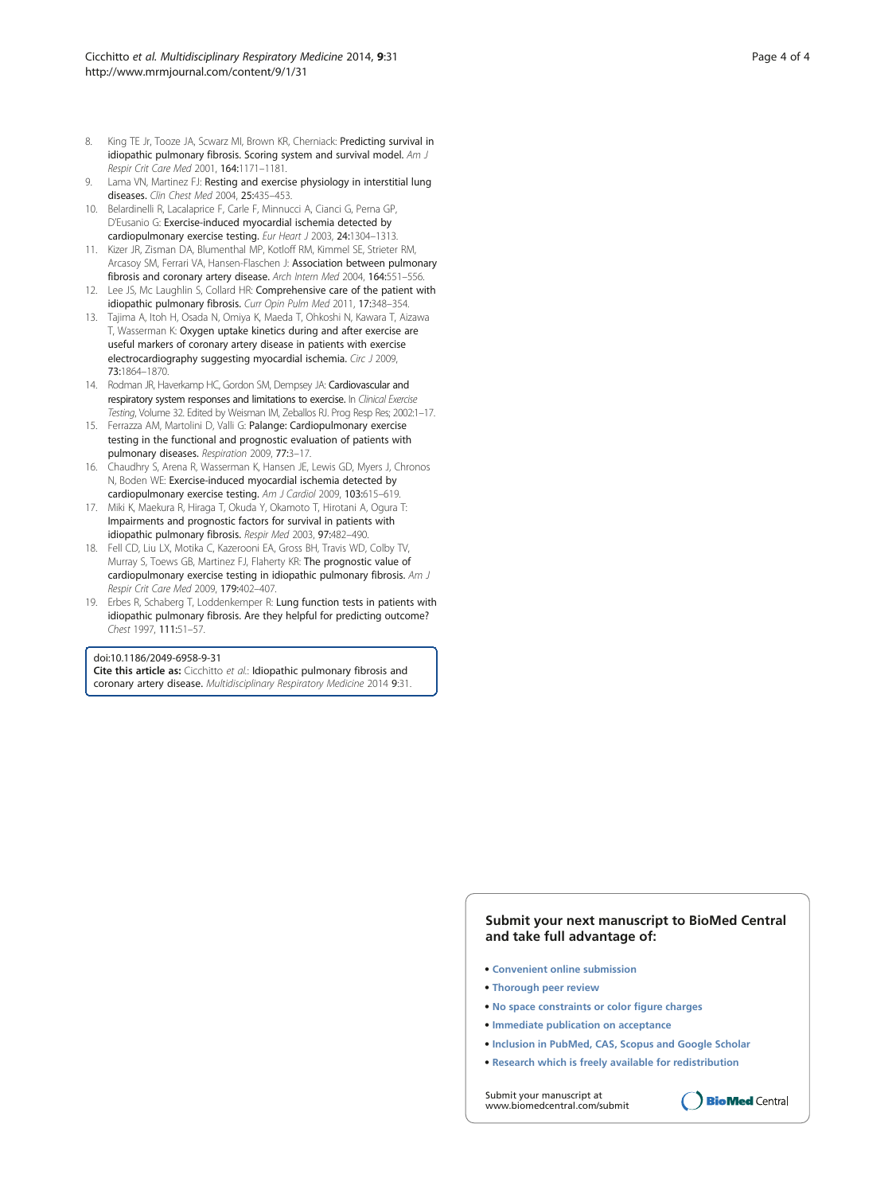8. King TE Jr, Tooze JA, Scwarz MI, Brown KR, Cherniack: **Predicting survival in idiopathic pulmonary fibrosis. Scoring system and survival model.** *Am J Respir Crit Care Med* 2001, **164:**1171–1181.
9. Lama VN, Martinez FJ: **Resting and exercise physiology in interstitial lung diseases.** *Clin Chest Med* 2004, **25:**435–453.
10. Belardinelli R, Lacalaprice F, Carle F, Minnucci A, Cianci G, Perna GP, D'Eusanio G: **Exercise-induced myocardial ischemia detected by cardiopulmonary exercise testing.** *Eur Heart J* 2003, **24:**1304–1313.
11. Kizer JR, Zisman DA, Blumenthal MP, Kotloff RM, Kimmel SE, Strieter RM, Arcasoy SM, Ferrari VA, Hansen-Flaschen J: **Association between pulmonary fibrosis and coronary artery disease.** *Arch Intern Med* 2004, **164:**551–556.
12. Lee JS, Mc Laughlin S, Collard HR: **Comprehensive care of the patient with idiopathic pulmonary fibrosis.** *Curr Opin Pulm Med* 2011, **17:**348–354.
13. Tajima A, Itoh H, Osada N, Omiya K, Maeda T, Ohkoshi N, Kawara T, Aizawa T, Wasserman K: **Oxygen uptake kinetics during and after exercise are useful markers of coronary artery disease in patients with exercise electrocardiography suggesting myocardial ischemia.** *Circ J* 2009, **73:**1864–1870.
14. Rodman JR, Haverkamp HC, Gordon SM, Dempsey JA: **Cardiovascular and respiratory system responses and limitations to exercise.** In *Clinical Exercise Testing*, Volume 32. Edited by Weisman IM, Zeballos RJ. Prog Resp Res; 2002:1–17.
15. Ferrazza AM, Martolini D, Valli G: **Palange: Cardiopulmonary exercise testing in the functional and prognostic evaluation of patients with pulmonary diseases.** *Respiration* 2009, **77:**3–17.
16. Chaudhry S, Arena R, Wasserman K, Hansen JE, Lewis GD, Myers J, Chronos N, Boden WE: **Exercise-induced myocardial ischemia detected by cardiopulmonary exercise testing.** *Am J Cardiol* 2009, **103:**615–619.
17. Miki K, Maekura R, Hiraga T, Okuda Y, Okamoto T, Hirotani A, Ogura T: **Impairments and prognostic factors for survival in patients with idiopathic pulmonary fibrosis.** *Respir Med* 2003, **97:**482–490.
18. Fell CD, Liu LX, Motika C, Kazerooni EA, Gross BH, Travis WD, Colby TV, Murray S, Toews GB, Martinez FJ, Flaherty KR: **The prognostic value of cardiopulmonary exercise testing in idiopathic pulmonary fibrosis.** *Am J Respir Crit Care Med* 2009, **179:**402–407.
19. Erbes R, Schaberg T, Loddenkemper R: **Lung function tests in patients with idiopathic pulmonary fibrosis. Are they helpful for predicting outcome?** *Chest* 1997, **111:**51–57.

doi:10.1186/2049-6958-9-31
**Cite this article as:** Cicchitto *et al.*: Idiopathic pulmonary fibrosis and coronary artery disease. *Multidisciplinary Respiratory Medicine* 2014 **9**:31.

**Submit your next manuscript to BioMed Central and take full advantage of:**

- **Convenient online submission**
- **Thorough peer review**
- **No space constraints or color figure charges**
- **Immediate publication on acceptance**
- **Inclusion in PubMed, CAS, Scopus and Google Scholar**
- **Research which is freely available for redistribution**

Submit your manuscript at
www.biomedcentral.com/submit

BioMed Central